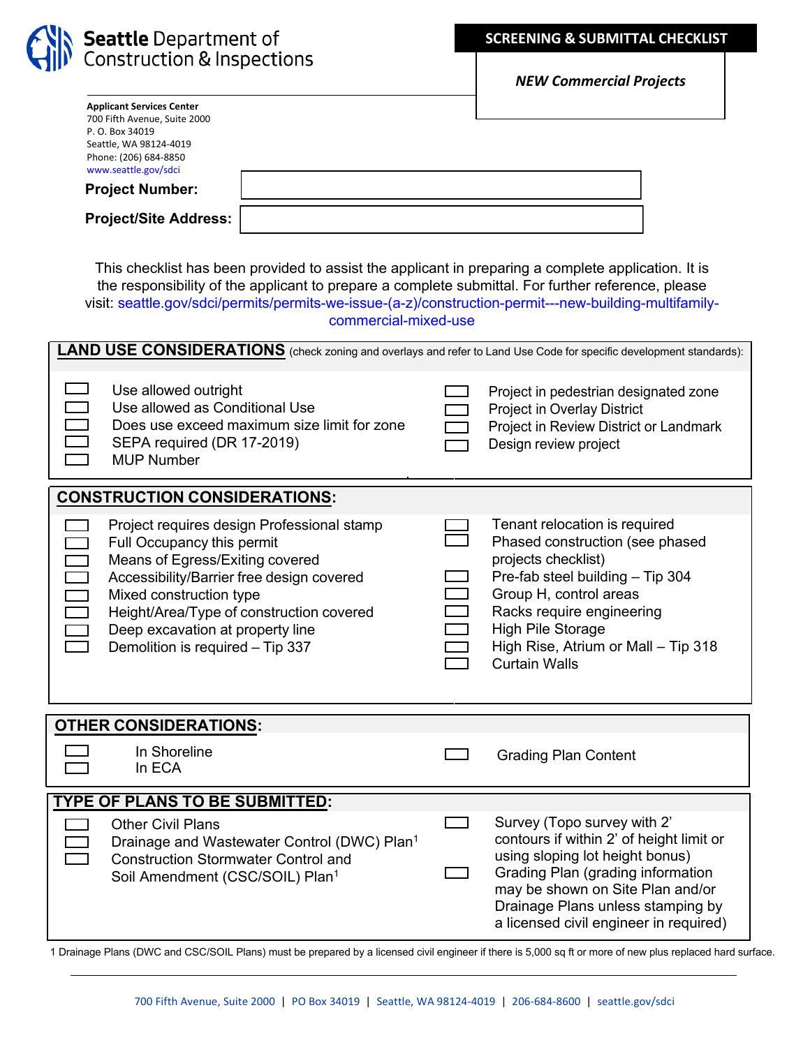# Seattle Department of Construction & Inspections

## SCREENING & SUBMITTAL CHECKLIST

***NEW Commercial Projects***

**Applicant Services Center**
700 Fifth Avenue, Suite 2000
P. O. Box 34019
Seattle, WA 98124-4019
Phone: (206) 684-8850
www.seattle.gov/sdci

**Project Number:** ______________________

**Project/Site Address:** ______________________

This checklist has been provided to assist the applicant in preparing a complete application. It is the responsibility of the applicant to prepare a complete submittal. For further reference, please visit: seattle.gov/sdci/permits/permits-we-issue-(a-z)/construction-permit---new-building-multifamily-commercial-mixed-use

## LAND USE CONSIDERATIONS (check zoning and overlays and refer to Land Use Code for specific development standards):

- ☐ Use allowed outright
- ☐ Use allowed as Conditional Use
- ☐ Does use exceed maximum size limit for zone
- ☐ SEPA required (DR 17-2019)
- ☐ MUP Number
- ☐ Project in pedestrian designated zone
- ☐ Project in Overlay District
- ☐ Project in Review District or Landmark
- ☐ Design review project

## CONSTRUCTION CONSIDERATIONS:

- ☐ Project requires design Professional stamp
- ☐ Full Occupancy this permit
- ☐ Means of Egress/Exiting covered
- ☐ Accessibility/Barrier free design covered
- ☐ Mixed construction type
- ☐ Height/Area/Type of construction covered
- ☐ Deep excavation at property line
- ☐ Demolition is required – Tip 337
- ☐ Tenant relocation is required
- ☐ Phased construction (see phased projects checklist)
- ☐ Pre-fab steel building – Tip 304
- ☐ Group H, control areas
- ☐ Racks require engineering
- ☐ High Pile Storage
- ☐ High Rise, Atrium or Mall – Tip 318
- ☐ Curtain Walls

## OTHER CONSIDERATIONS:

- ☐ In Shoreline
- ☐ In ECA
- ☐ Grading Plan Content

## TYPE OF PLANS TO BE SUBMITTED:

- ☐ Other Civil Plans
- ☐ Drainage and Wastewater Control (DWC) Plan[1]
- ☐ Construction Stormwater Control and Soil Amendment (CSC/SOIL) Plan[1]
- ☐ Survey (Topo survey with 2' contours if within 2' of height limit or using sloping lot height bonus)
- ☐ Grading Plan (grading information may be shown on Site Plan and/or Drainage Plans unless stamping by a licensed civil engineer in required)

1 Drainage Plans (DWC and CSC/SOIL Plans) must be prepared by a licensed civil engineer if there is 5,000 sq ft or more of new plus replaced hard surface.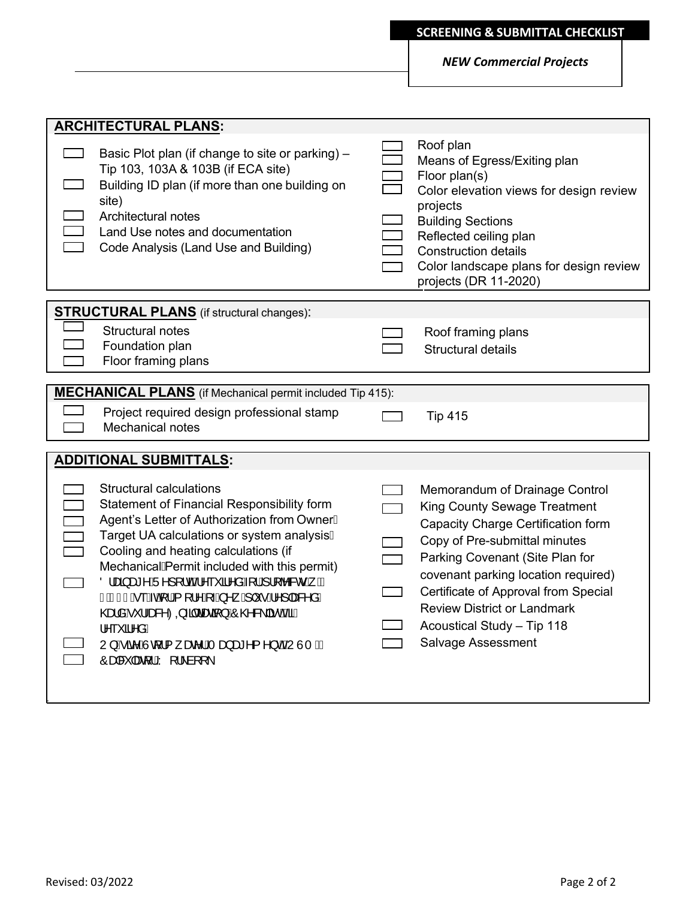**SCREENING & SUBMITTAL CHECKLIST**

*NEW Commercial Projects*

## ARCHITECTURAL PLANS:

- [ ] Basic Plot plan (if change to site or parking) – Tip 103, 103A & 103B (if ECA site)
- [ ] Building ID plan (if more than one building on site)
- [ ] Architectural notes
- [ ] Land Use notes and documentation
- [ ] Code Analysis (Land Use and Building)
- [ ] Roof plan
- [ ] Means of Egress/Exiting plan
- [ ] Floor plan(s)
- [ ] Color elevation views for design review projects
- [ ] Building Sections
- [ ] Reflected ceiling plan
- [ ] Construction details
- [ ] Color landscape plans for design review projects (DR 11-2020)

## STRUCTURAL PLANS (if structural changes):

- [ ] Structural notes
- [ ] Foundation plan
- [ ] Floor framing plans
- [ ] Roof framing plans
- [ ] Structural details

## MECHANICAL PLANS (if Mechanical permit included Tip 415):

- [ ] Project required design professional stamp
- [ ] Mechanical notes
- [ ] Tip 415

## ADDITIONAL SUBMITTALS:

- [ ] Structural calculations
- [ ] Statement of Financial Responsibility form
- [ ] Agent's Letter of Authorization from Owner
- [ ] Target UA calculations or system analysis
- [ ] Cooling and heating calculations (if Mechanical Permit included with this permit)
- [ ] Drainage Report required for projects with 5,000 sq ft or more of new plus replaced hard surface. Infiltration Checklist is required
- [ ] Onsite Stormwater Management OSM
- [ ] Calculator Workbook
- [ ] Memorandum of Drainage Control
- [ ] King County Sewage Treatment Capacity Charge Certification form
- [ ] Copy of Pre-submittal minutes
- [ ] Parking Covenant (Site Plan for covenant parking location required)
- [ ] Certificate of Approval from Special Review District or Landmark
- [ ] Acoustical Study – Tip 118
- [ ] Salvage Assessment

Revised: 03/2022